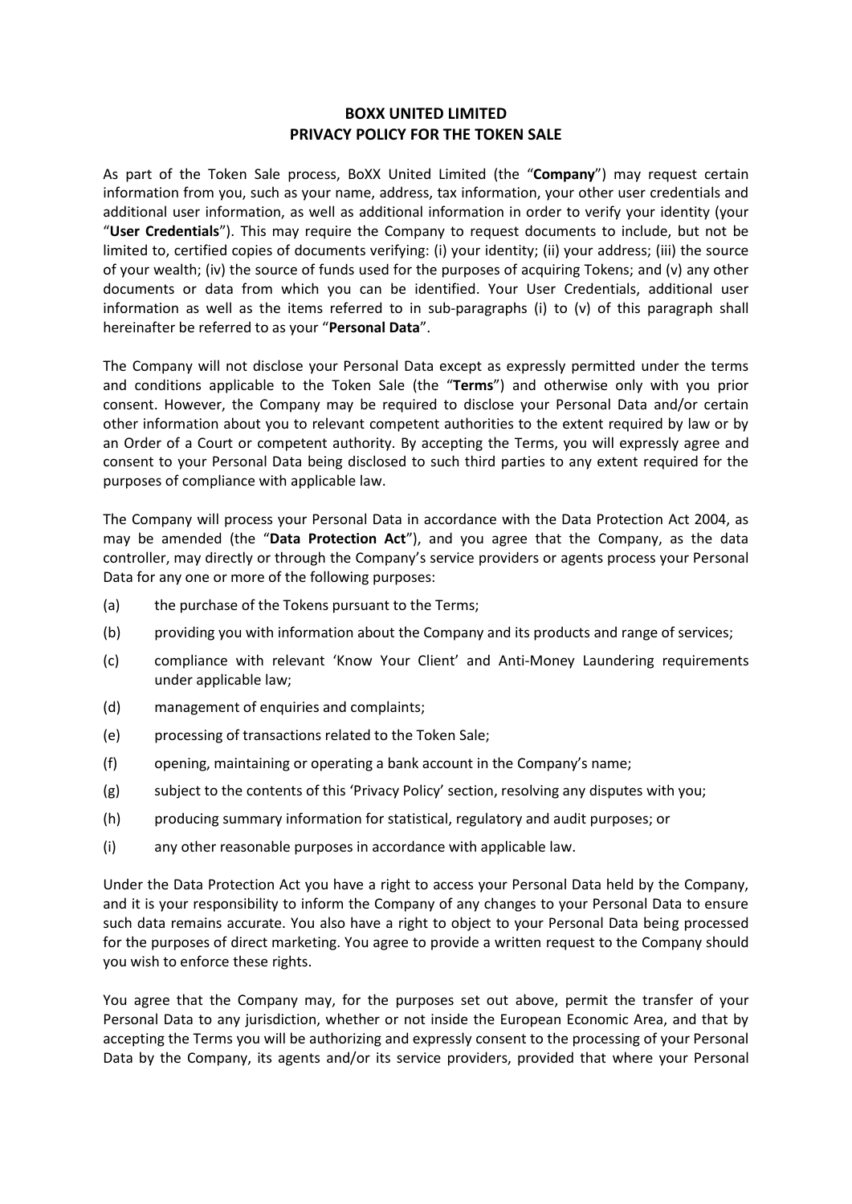# BOXX UNITED LIMITED
# PRIVACY POLICY FOR THE TOKEN SALE

As part of the Token Sale process, BoXX United Limited (the "**Company**") may request certain information from you, such as your name, address, tax information, your other user credentials and additional user information, as well as additional information in order to verify your identity (your "**User Credentials**"). This may require the Company to request documents to include, but not be limited to, certified copies of documents verifying: (i) your identity; (ii) your address; (iii) the source of your wealth; (iv) the source of funds used for the purposes of acquiring Tokens; and (v) any other documents or data from which you can be identified. Your User Credentials, additional user information as well as the items referred to in sub-paragraphs (i) to (v) of this paragraph shall hereinafter be referred to as your "**Personal Data**".

The Company will not disclose your Personal Data except as expressly permitted under the terms and conditions applicable to the Token Sale (the "**Terms**") and otherwise only with you prior consent. However, the Company may be required to disclose your Personal Data and/or certain other information about you to relevant competent authorities to the extent required by law or by an Order of a Court or competent authority. By accepting the Terms, you will expressly agree and consent to your Personal Data being disclosed to such third parties to any extent required for the purposes of compliance with applicable law.

The Company will process your Personal Data in accordance with the Data Protection Act 2004, as may be amended (the "**Data Protection Act**"), and you agree that the Company, as the data controller, may directly or through the Company's service providers or agents process your Personal Data for any one or more of the following purposes:

(a) the purchase of the Tokens pursuant to the Terms;

(b) providing you with information about the Company and its products and range of services;

(c) compliance with relevant 'Know Your Client' and Anti-Money Laundering requirements under applicable law;

(d) management of enquiries and complaints;

(e) processing of transactions related to the Token Sale;

(f) opening, maintaining or operating a bank account in the Company's name;

(g) subject to the contents of this 'Privacy Policy' section, resolving any disputes with you;

(h) producing summary information for statistical, regulatory and audit purposes; or

(i) any other reasonable purposes in accordance with applicable law.

Under the Data Protection Act you have a right to access your Personal Data held by the Company, and it is your responsibility to inform the Company of any changes to your Personal Data to ensure such data remains accurate. You also have a right to object to your Personal Data being processed for the purposes of direct marketing. You agree to provide a written request to the Company should you wish to enforce these rights.

You agree that the Company may, for the purposes set out above, permit the transfer of your Personal Data to any jurisdiction, whether or not inside the European Economic Area, and that by accepting the Terms you will be authorizing and expressly consent to the processing of your Personal Data by the Company, its agents and/or its service providers, provided that where your Personal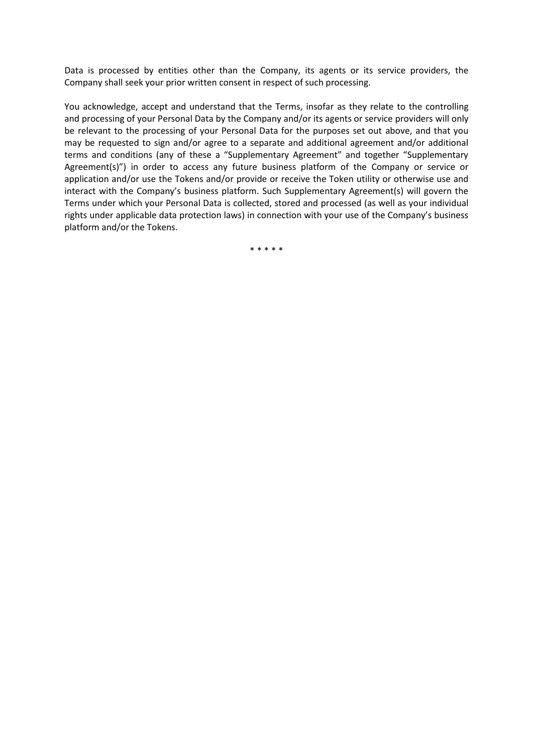Data is processed by entities other than the Company, its agents or its service providers, the Company shall seek your prior written consent in respect of such processing.

You acknowledge, accept and understand that the Terms, insofar as they relate to the controlling and processing of your Personal Data by the Company and/or its agents or service providers will only be relevant to the processing of your Personal Data for the purposes set out above, and that you may be requested to sign and/or agree to a separate and additional agreement and/or additional terms and conditions (any of these a "Supplementary Agreement" and together "Supplementary Agreement(s)") in order to access any future business platform of the Company or service or application and/or use the Tokens and/or provide or receive the Token utility or otherwise use and interact with the Company's business platform. Such Supplementary Agreement(s) will govern the Terms under which your Personal Data is collected, stored and processed (as well as your individual rights under applicable data protection laws) in connection with your use of the Company's business platform and/or the Tokens.

* * * * *